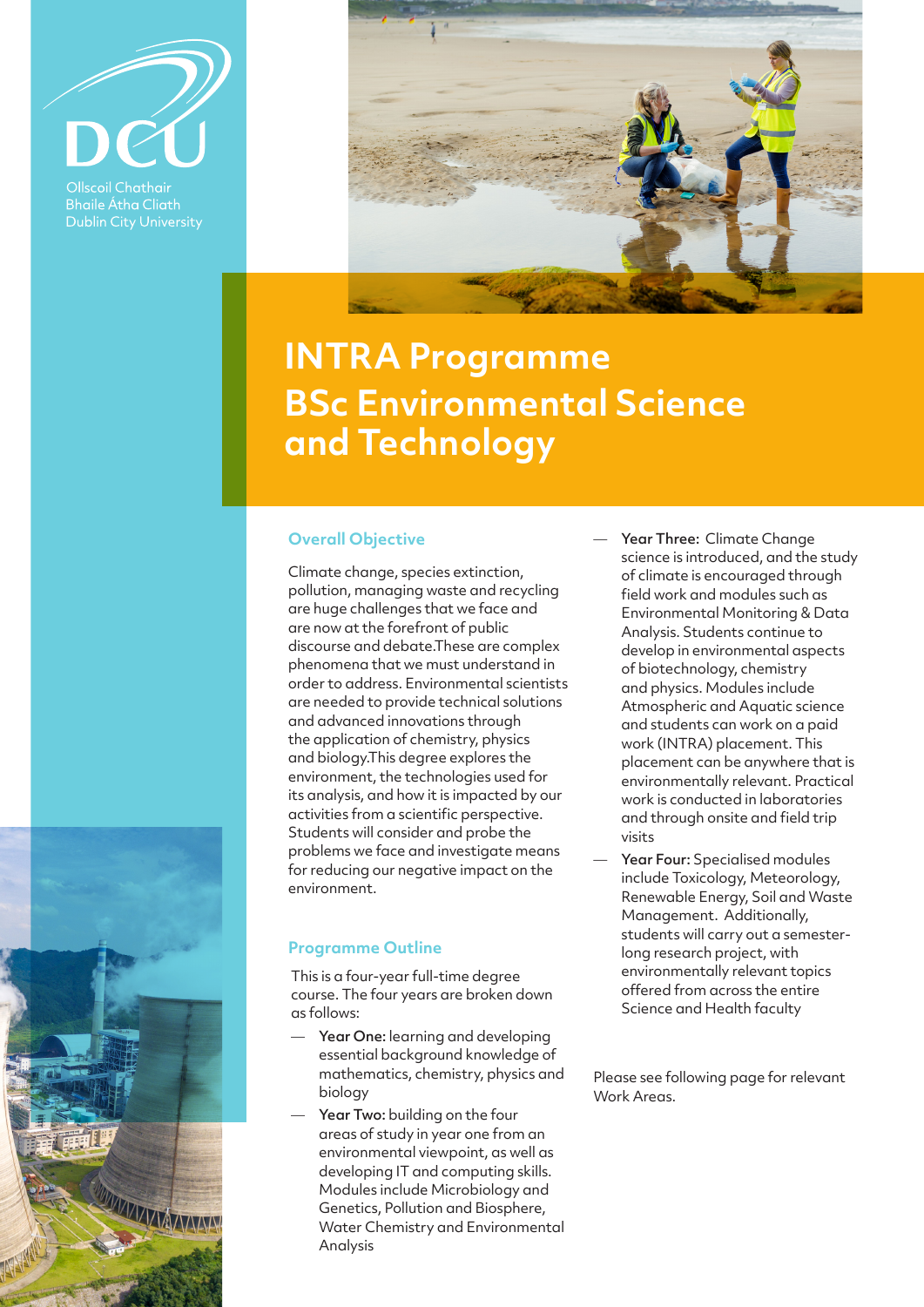Ollscoil Chathair Bhaile Átha Cliath
Dublin City University

# INTRA Programme BSc Environmental Science and Technology

## Overall Objective

Climate change, species extinction, pollution, managing waste and recycling are huge challenges that we face and are now at the forefront of public discourse and debate.These are complex phenomena that we must understand in order to address. Environmental scientists are needed to provide technical solutions and advanced innovations through the application of chemistry, physics and biology.This degree explores the environment, the technologies used for its analysis, and how it is impacted by our activities from a scientific perspective. Students will consider and probe the problems we face and investigate means for reducing our negative impact on the environment.

## Programme Outline

This is a four-year full-time degree course. The four years are broken down as follows:

- **Year One:** learning and developing essential background knowledge of mathematics, chemistry, physics and biology
- **Year Two:** building on the four areas of study in year one from an environmental viewpoint, as well as developing IT and computing skills. Modules include Microbiology and Genetics, Pollution and Biosphere, Water Chemistry and Environmental Analysis
- **Year Three:** Climate Change science is introduced, and the study of climate is encouraged through field work and modules such as Environmental Monitoring & Data Analysis. Students continue to develop in environmental aspects of biotechnology, chemistry and physics. Modules include Atmospheric and Aquatic science and students can work on a paid work (INTRA) placement. This placement can be anywhere that is environmentally relevant. Practical work is conducted in laboratories and through onsite and field trip visits
- **Year Four:** Specialised modules include Toxicology, Meteorology, Renewable Energy, Soil and Waste Management. Additionally, students will carry out a semester-long research project, with environmentally relevant topics offered from across the entire Science and Health faculty

Please see following page for relevant Work Areas.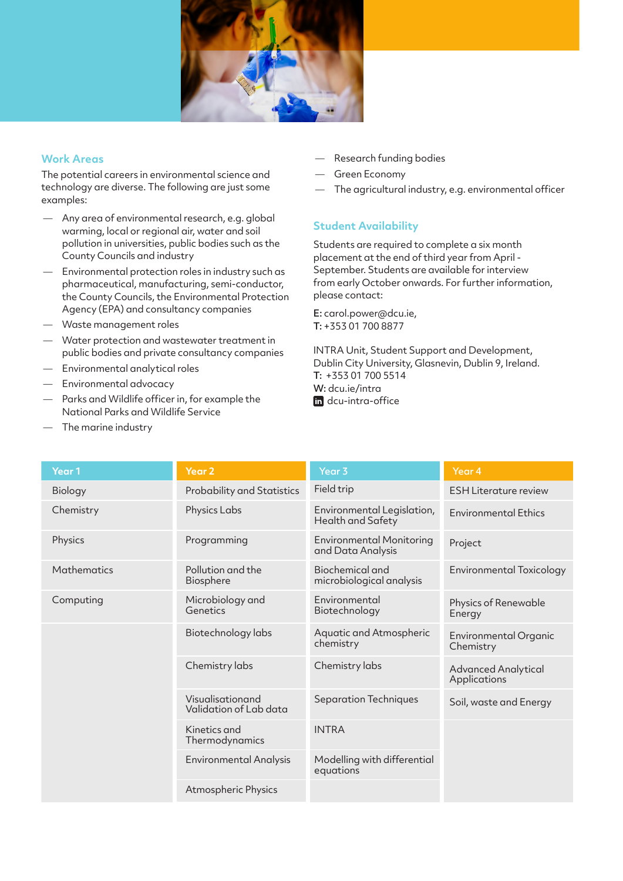## Work Areas

The potential careers in environmental science and technology are diverse. The following are just some examples:

- Any area of environmental research, e.g. global warming, local or regional air, water and soil pollution in universities, public bodies such as the County Councils and industry
- Environmental protection roles in industry such as pharmaceutical, manufacturing, semi-conductor, the County Councils, the Environmental Protection Agency (EPA) and consultancy companies
- Waste management roles
- Water protection and wastewater treatment in public bodies and private consultancy companies
- Environmental analytical roles
- Environmental advocacy
- Parks and Wildlife officer in, for example the National Parks and Wildlife Service
- The marine industry
- Research funding bodies
- Green Economy
- The agricultural industry, e.g. environmental officer

## Student Availability

Students are required to complete a six month placement at the end of third year from April - September. Students are available for interview from early October onwards. For further information, please contact:

**E:** carol.power@dcu.ie,
**T:** +353 01 700 8877

INTRA Unit, Student Support and Development, Dublin City University, Glasnevin, Dublin 9, Ireland.
**T:** +353 01 700 5514
**W:** dcu.ie/intra
dcu-intra-office

| Year 1 | Year 2 | Year 3 | Year 4 |
|---|---|---|---|
| Biology | Probability and Statistics | Field trip | ESH Literature review |
| Chemistry | Physics Labs | Environmental Legislation, Health and Safety | Environmental Ethics |
| Physics | Programming | Environmental Monitoring and Data Analysis | Project |
| Mathematics | Pollution and the Biosphere | Biochemical and microbiological analysis | Environmental Toxicology |
| Computing | Microbiology and Genetics | Environmental Biotechnology | Physics of Renewable Energy |
| | Biotechnology labs | Aquatic and Atmospheric chemistry | Environmental Organic Chemistry |
| | Chemistry labs | Chemistry labs | Advanced Analytical Applications |
| | Visualisationand Validation of Lab data | Separation Techniques | Soil, waste and Energy |
| | Kinetics and Thermodynamics | INTRA | |
| | Environmental Analysis | Modelling with differential equations | |
| | Atmospheric Physics | | |